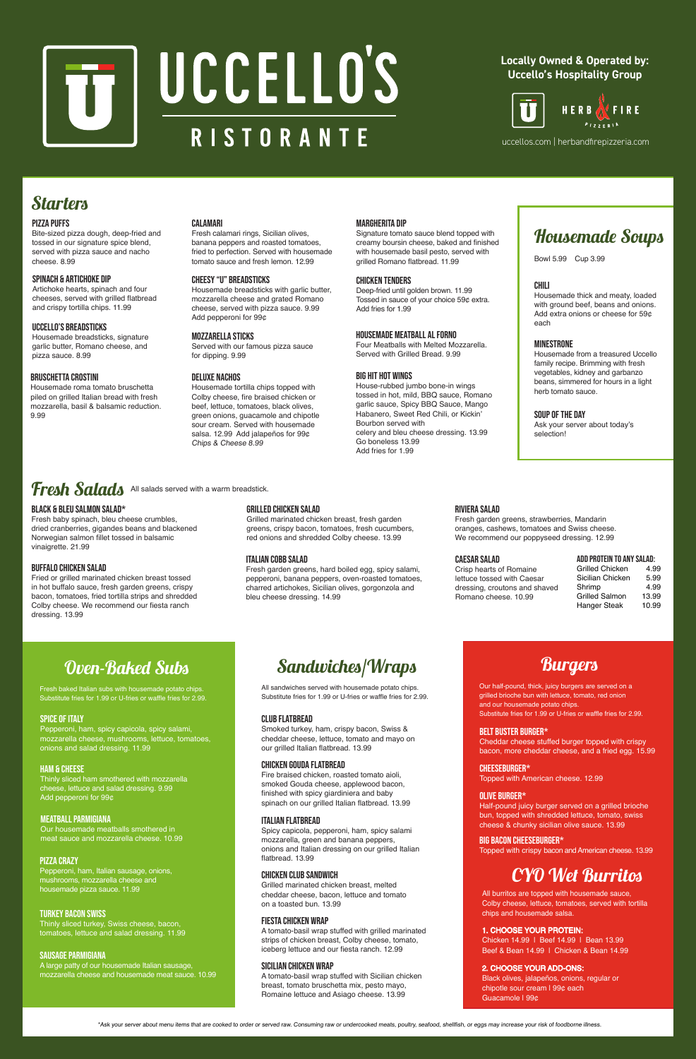# UCCELLO'S RISTORANTE

**Locally Owned & Operated by: Uccello's Hospitality Group**

HERB & FIRE PIZZERIA

uccellos.com | herbandfirepizzeria.com

## Starters

### PIZZA PUFFS
Bite-sized pizza dough, deep-fried and tossed in our signature spice blend, served with pizza sauce and nacho cheese. 8.99

### SPINACH & ARTICHOKE DIP
Artichoke hearts, spinach and four cheeses, served with grilled flatbread and crispy tortilla chips. 11.99

### UCCELLO'S BREADSTICKS
Housemade breadsticks, signature garlic butter, Romano cheese, and pizza sauce. 8.99

### BRUSCHETTA CROSTINI
Housemade roma tomato bruschetta piled on grilled Italian bread with fresh mozzarella, basil & balsamic reduction. 9.99

### CALAMARI
Fresh calamari rings, Sicilian olives, banana peppers and roasted tomatoes, fried to perfection. Served with housemade tomato sauce and fresh lemon. 12.99

### CHEESY "U" BREADSTICKS
Housemade breadsticks with garlic butter, mozzarella cheese and grated Romano cheese, served with pizza sauce. 9.99
Add pepperoni for 99¢

### MOZZARELLA STICKS
Served with our famous pizza sauce for dipping. 9.99

### DELUXE NACHOS
Housemade tortilla chips topped with Colby cheese, fire braised chicken or beef, lettuce, tomatoes, black olives, green onions, guacamole and chipotle sour cream. Served with housemade salsa. 12.99 Add jalapeños for 99¢
*Chips & Cheese 8.99*

### MARGHERITA DIP
Signature tomato sauce blend topped with creamy boursin cheese, baked and finished with housemade basil pesto, served with grilled Romano flatbread. 11.99

### CHICKEN TENDERS
Deep-fried until golden brown. 11.99
Tossed in sauce of your choice 59¢ extra.
Add fries for 1.99

### HOUSEMADE MEATBALL AL FORNO
Four Meatballs with Melted Mozzarella. Served with Grilled Bread. 9.99

### BIG HIT HOT WINGS
House-rubbed jumbo bone-in wings tossed in hot, mild, BBQ sauce, Romano garlic sauce, Spicy BBQ Sauce, Mango Habanero, Sweet Red Chili, or Kickin' Bourbon served with celery and bleu cheese dressing. 13.99
Go boneless 13.99
Add fries for 1.99

## Housemade Soups

Bowl 5.99 Cup 3.99

### CHILI
Housemade thick and meaty, loaded with ground beef, beans and onions. Add extra onions or cheese for 59¢ each

### MINESTRONE
Housemade from a treasured Uccello family recipe. Brimming with fresh vegetables, kidney and garbanzo beans, simmered for hours in a light herb tomato sauce.

### SOUP OF THE DAY
Ask your server about today's selection!

## Fresh Salads

All salads served with a warm breadstick.

### BLACK & BLEU SALMON SALAD*
Fresh baby spinach, bleu cheese crumbles, dried cranberries, gigandes beans and blackened Norwegian salmon fillet tossed in balsamic vinaigrette. 21.99

### BUFFALO CHICKEN SALAD
Fried or grilled marinated chicken breast tossed in hot buffalo sauce, fresh garden greens, crispy bacon, tomatoes, fried tortilla strips and shredded Colby cheese. We recommend our fiesta ranch dressing. 13.99

### GRILLED CHICKEN SALAD
Grilled marinated chicken breast, fresh garden greens, crispy bacon, tomatoes, fresh cucumbers, red onions and shredded Colby cheese. 13.99

### ITALIAN COBB SALAD
Fresh garden greens, hard boiled egg, spicy salami, pepperoni, banana peppers, oven-roasted tomatoes, charred artichokes, Sicilian olives, gorgonzola and bleu cheese dressing. 14.99

### RIVIERA SALAD
Fresh garden greens, strawberries, Mandarin oranges, cashews, tomatoes and Swiss cheese. We recommend our poppyseed dressing. 12.99

### CAESAR SALAD
Crisp hearts of Romaine lettuce tossed with Caesar dressing, croutons and shaved Romano cheese. 10.99

### ADD PROTEIN TO ANY SALAD:

| Protein | Price |
|---|---|
| Grilled Chicken | 4.99 |
| Sicilian Chicken | 5.99 |
| Shrimp | 4.99 |
| Grilled Salmon | 13.99 |
| Hanger Steak | 10.99 |

## Oven-Baked Subs

Fresh baked Italian subs with housemade potato chips. Substitute fries for 1.99 or U-fries or waffle fries for 2.99.

### SPICE OF ITALY
Pepperoni, ham, spicy capicola, spicy salami, mozzarella cheese, mushrooms, lettuce, tomatoes, onions and salad dressing. 11.99

### HAM & CHEESE
Thinly sliced ham smothered with mozzarella cheese, lettuce and salad dressing. 9.99
Add pepperoni for 99¢

### MEATBALL PARMIGIANA
Our housemade meatballs smothered in meat sauce and mozzarella cheese. 10.99

### PIZZA CRAZY
Pepperoni, ham, Italian sausage, onions, mushrooms, mozzarella cheese and housemade pizza sauce. 11.99

### TURKEY BACON SWISS
Thinly sliced turkey, Swiss cheese, bacon, tomatoes, lettuce and salad dressing. 11.99

### SAUSAGE PARMIGIANA
A large patty of our housemade Italian sausage, mozzarella cheese and housemade meat sauce. 10.99

## Sandwiches/Wraps

All sandwiches served with housemade potato chips. Substitute fries for 1.99 or U-fries or waffle fries for 2.99.

### CLUB FLATBREAD
Smoked turkey, ham, crispy bacon, Swiss & cheddar cheese, lettuce, tomato and mayo on our grilled Italian flatbread. 13.99

### CHICKEN GOUDA FLATBREAD
Fire braised chicken, roasted tomato aioli, smoked Gouda cheese, applewood bacon, finished with spicy giardiniera and baby spinach on our grilled Italian flatbread. 13.99

### ITALIAN FLATBREAD
Spicy capicola, pepperoni, ham, spicy salami mozzarella, green and banana peppers, onions and Italian dressing on our grilled Italian flatbread. 13.99

### CHICKEN CLUB SANDWICH
Grilled marinated chicken breast, melted cheddar cheese, bacon, lettuce and tomato on a toasted bun. 13.99

### FIESTA CHICKEN WRAP
A tomato-basil wrap stuffed with grilled marinated strips of chicken breast, Colby cheese, tomato, iceberg lettuce and our fiesta ranch. 12.99

### SICILIAN CHICKEN WRAP
A tomato-basil wrap stuffed with Sicilian chicken breast, tomato bruschetta mix, pesto mayo, Romaine lettuce and Asiago cheese. 13.99

## Burgers

Our half-pound, thick, juicy burgers are served on a grilled brioche bun with lettuce, tomato, red onion and our housemade potato chips.
Substitute fries for 1.99 or U-fries or waffle fries for 2.99.

### BELT BUSTER BURGER*
Cheddar cheese stuffed burger topped with crispy bacon, more cheddar cheese, and a fried egg. 15.99

### CHEESEBURGER*
Topped with American cheese. 12.99

### OLIVE BURGER*
Half-pound juicy burger served on a grilled brioche bun, topped with shredded lettuce, tomato, swiss cheese & chunky sicilian olive sauce. 13.99

### BIG BACON CHEESEBURGER*
Topped with crispy bacon and American cheese. 13.99

## CYO Wet Burritos

All burritos are topped with housemade sauce, Colby cheese, lettuce, tomatoes, served with tortilla chips and housemade salsa.

**1. CHOOSE YOUR PROTEIN:**
Chicken 14.99 | Beef 14.99 | Bean 13.99
Beef & Bean 14.99 | Chicken & Bean 14.99

**2. CHOOSE YOUR ADD-ONS:**
Black olives, jalapeños, onions, regular or chipotle sour cream | 99¢ each
Guacamole | 99¢

*\*Ask your server about menu items that are cooked to order or served raw. Consuming raw or undercooked meats, poultry, seafood, shellfish, or eggs may increase your risk of foodborne illness.*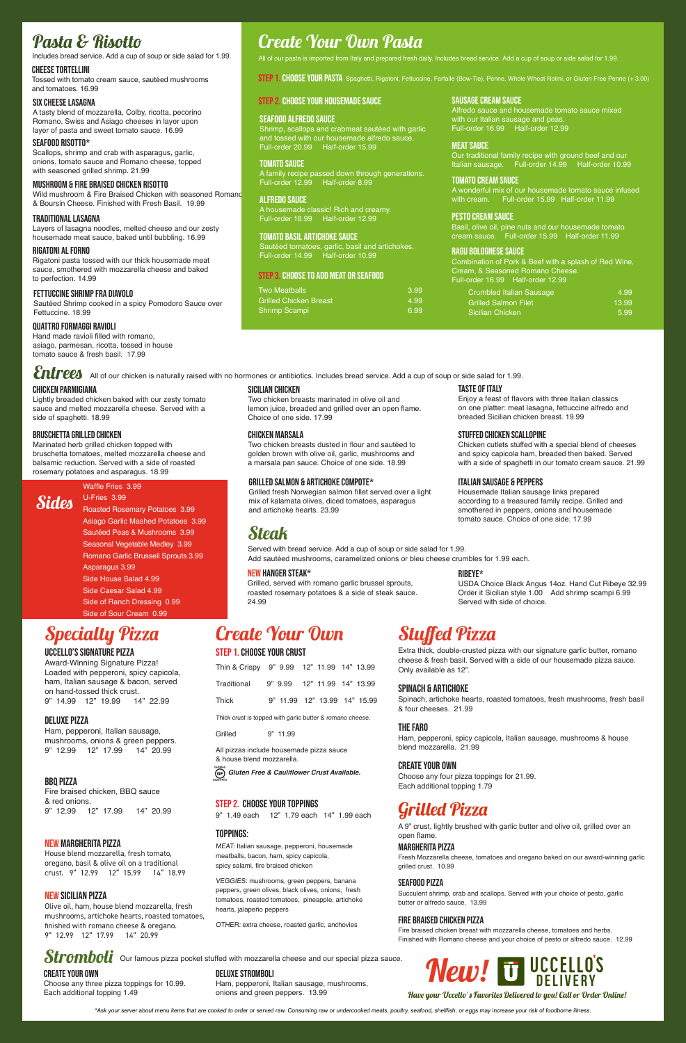# Pasta & Risotto

Includes bread service. Add a cup of soup or side salad for 1.99.

### CHEESE TORTELLINI

Tossed with tomato cream sauce, sautéed mushrooms and tomatoes. 16.99

### SIX CHEESE LASAGNA

A tasty blend of mozzarella, Colby, ricotta, pecorino Romano, Swiss and Asiago cheeses in layer upon layer of pasta and sweet tomato sauce. 16.99

### SEAFOOD RISOTTO*

Scallops, shrimp and crab with asparagus, garlic, onions, tomato sauce and Romano cheese, topped with seasoned grilled shrimp. 21.99

### MUSHROOM & FIRE BRAISED CHICKEN RISOTTO

Wild mushroom & Fire Braised Chicken with seasoned Romano & Boursin Cheese. Finished with Fresh Basil. 19.99

### TRADITIONAL LASAGNA

Layers of lasagna noodles, melted cheese and our zesty housemade meat sauce, baked until bubbling. 16.99

### RIGATONI AL FORNO

Rigatoni pasta tossed with our thick housemade meat sauce, smothered with mozzarella cheese and baked to perfection. 14.99

### FETTUCCINE SHRIMP FRA DIAVOLO

Sautéed Shrimp cooked in a spicy Pomodoro Sauce over Fettuccine. 18.99

### QUATTRO FORMAGGI RAVIOLI

Hand made ravioli filled with romano, asiago, parmesan, ricotta, tossed in house tomato sauce & fresh basil. 17.99

# Create Your Own Pasta

All of our pasta is imported from Italy and prepared fresh daily. Includes bread service. Add a cup of soup or side salad for 1.99.

**STEP 1. CHOOSE YOUR PASTA** Spaghetti, Rigatoni, Fettuccine, Farfalle (Bow-Tie), Penne, Whole Wheat Rotini, or Gluten Free Penne (+ 3.00)

## STEP 2. CHOOSE YOUR HOUSEMADE SAUCE

### SEAFOOD ALFREDO SAUCE

Shrimp, scallops and crabmeat sautéed with garlic and tossed with our housemade alfredo sauce.
Full-order 20.99 Half-order 15.99

### TOMATO SAUCE

A family recipe passed down through generations.
Full-order 12.99 Half-order 8.99

### ALFREDO SAUCE

A housemade classic! Rich and creamy.
Full-order 16.99 Half-order 12.99

### TOMATO BASIL ARTICHOKE SAUCE

Sautéed tomatoes, garlic, basil and artichokes.
Full-order 14.99 Half-order 10.99

### SAUSAGE CREAM SAUCE

Alfredo sauce and housemade tomato sauce mixed with our Italian sausage and peas.
Full-order 16.99 Half-order 12.99

### MEAT SAUCE

Our traditional family recipe with ground beef and our Italian sausage. Full-order 14.99 Half-order 10.99

### TOMATO CREAM SAUCE

A wonderful mix of our housemade tomato sauce infused with cream. Full-order 15.99 Half-order 11.99

### PESTO CREAM SAUCE

Basil, olive oil, pine nuts and our housemade tomato cream sauce. Full-order 15.99 Half-order 11.99

### RAGU BOLOGNESE SAUCE

Combination of Pork & Beef with a splash of Red Wine, Cream, & Seasoned Romano Cheese.
Full-order 16.99 Half-order 12.99

## STEP 3. CHOOSE TO ADD MEAT OR SEAFOOD

| | |
|---|---|
| Two Meatballs | 3.99 |
| Grilled Chicken Breast | 4.99 |
| Shrimp Scampi | 6.99 |
| Crumbled Italian Sausage | 4.99 |
| Grilled Salmon Filet | 13.99 |
| Sicilian Chicken | 5.99 |

# Entrees

All of our chicken is naturally raised with no hormones or antibiotics. Includes bread service. Add a cup of soup or side salad for 1.99.

### CHICKEN PARMIGIANA

Lightly breaded chicken baked with our zesty tomato sauce and melted mozzarella cheese. Served with a side of spaghetti. 18.99

### BRUSCHETTA GRILLED CHICKEN

Marinated herb grilled chicken topped with bruschetta tomatoes, melted mozzarella cheese and balsamic reduction. Served with a side of roasted rosemary potatoes and asparagus. 18.99

### SICILIAN CHICKEN

Two chicken breasts marinated in olive oil and lemon juice, breaded and grilled over an open flame. Choice of one side. 17.99

### CHICKEN MARSALA

Two chicken breasts dusted in flour and sautéed to golden brown with olive oil, garlic, mushrooms and a marsala pan sauce. Choice of one side. 18.99

### GRILLED SALMON & ARTICHOKE COMPOTE*

Grilled fresh Norwegian salmon fillet served over a light mix of kalamata olives, diced tomatoes, asparagus and artichoke hearts. 23.99

### TASTE OF ITALY

Enjoy a feast of flavors with three Italian classics on one platter: meat lasagna, fettuccine alfredo and breaded Sicilian chicken breast. 19.99

### STUFFED CHICKEN SCALLOPINE

Chicken cutlets stuffed with a special blend of cheeses and spicy capicola ham, breaded then baked. Served with a side of spaghetti in our tomato cream sauce. 21.99

### ITALIAN SAUSAGE & PEPPERS

Housemade Italian sausage links prepared according to a treasured family recipe. Grilled and smothered in peppers, onions and housemade tomato sauce. Choice of one side. 17.99

# Sides

- Waffle Fries 3.99
- U-Fries 3.99
- Roasted Rosemary Potatoes 3.99
- Asiago Garlic Mashed Potatoes 3.99
- Sautéed Peas & Mushrooms 3.99
- Seasonal Vegetable Medley 3.99
- Romano Garlic Brussell Sprouts 3.99
- Asparagus 3.99
- Side House Salad 4.99
- Side Caesar Salad 4.99
- Side of Ranch Dressing 0.99
- Side of Sour Cream 0.99

# Steak

Served with bread service. Add a cup of soup or side salad for 1.99.
Add sautéed mushrooms, caramelized onions or bleu cheese crumbles for 1.99 each.

### NEW HANGER STEAK*

Grilled, served with romano garlic brussel sprouts, roasted rosemary potatoes & a side of steak sauce. 24.99

### RIBEYE*

USDA Choice Black Angus 14oz. Hand Cut Ribeye 32.99
Order it Sicilian style 1.00 Add shrimp scampi 6.99
Served with side of choice.

# Specialty Pizza

### UCCELLO'S SIGNATURE PIZZA

Award-Winning Signature Pizza! Loaded with pepperoni, spicy capicola, ham, Italian sausage & bacon, served on hand-tossed thick crust.
9" 14.99 12" 19.99 14" 22.99

### DELUXE PIZZA

Ham, pepperoni, Italian sausage, mushrooms, onions & green peppers.
9" 12.99 12" 17.99 14" 20.99

### BBQ PIZZA

Fire braised chicken, BBQ sauce & red onions.
9" 12.99 12" 17.99 14" 20.99

### NEW MARGHERITA PIZZA

House blend mozzarella, fresh tomato, oregano, basil & olive oil on a traditional crust. 9" 12.99 12" 15.99 14" 18.99

### NEW SICILIAN PIZZA

Olive oil, ham, house blend mozzarella, fresh mushrooms, artichoke hearts, roasted tomatoes, finished with romano cheese & oregano.
9" 12.99 12" 17.99 14" 20.99

# Create Your Own

## STEP 1. CHOOSE YOUR CRUST

| | 9" | 12" | 14" |
|---|---|---|---|
| Thin & Crispy | 9.99 | 11.99 | 13.99 |
| Traditional | 9.99 | 11.99 | 13.99 |
| Thick | 11.99 | 13.99 | 15.99 |

Thick crust is topped with garlic butter & romano cheese.

Grilled 9" 11.99

All pizzas include housemade pizza sauce & house blend mozzarella.

*Gluten Free & Cauliflower Crust Available.*

## STEP 2. CHOOSE YOUR TOPPINGS

9" 1.49 each 12" 1.79 each 14" 1.99 each

### TOPPINGS:

*MEAT:* Italian sausage, pepperoni, housemade meatballs, bacon, ham, spicy capicola, spicy salami, fire braised chicken

*VEGGIES:* mushrooms, green peppers, banana peppers, green olives, black olives, onions, fresh tomatoes, roasted tomatoes, pineapple, artichoke hearts, jalapeño peppers

*OTHER:* extra cheese, roasted garlic, anchovies

# Stuffed Pizza

Extra thick, double-crusted pizza with our signature garlic butter, romano cheese & fresh basil. Served with a side of our housemade pizza sauce. Only available as 12".

### SPINACH & ARTICHOKE

Spinach, artichoke hearts, roasted tomatoes, fresh mushrooms, fresh basil & four cheeses. 21.99

### THE FARO

Ham, pepperoni, spicy capicola, Italian sausage, mushrooms & house blend mozzarella. 21.99

### CREATE YOUR OWN

Choose any four pizza toppings for 21.99.
Each additional topping 1.79

# Grilled Pizza

A 9" crust, lightly brushed with garlic butter and olive oil, grilled over an open flame.

### MARGHERITA PIZZA

Fresh Mozzarella cheese, tomatoes and oregano baked on our award-winning garlic grilled crust. 10.99

### SEAFOOD PIZZA

Succulent shrimp, crab and scallops. Served with your choice of pesto, garlic butter or alfredo sauce. 13.99

### FIRE BRAISED CHICKEN PIZZA

Fire braised chicken breast with mozzarella cheese, tomatoes and herbs. Finished with Romano cheese and your choice of pesto or alfredo sauce. 12.99

# Stromboli

Our famous pizza pocket stuffed with mozzarella cheese and our special pizza sauce.

### CREATE YOUR OWN

Choose any three pizza toppings for 10.99.
Each additional topping 1.49

### DELUXE STROMBOLI

Ham, pepperoni, Italian sausage, mushrooms, onions and green peppers. 13.99

**New! UCCELLO'S DELIVERY**

*Have your Uccello's Favorites Delivered to you! Call or Order Online!*

*Ask your server about menu items that are cooked to order or served raw. Consuming raw or undercooked meats, poultry, seafood, shellfish, or eggs may increase your risk of foodborne illness.